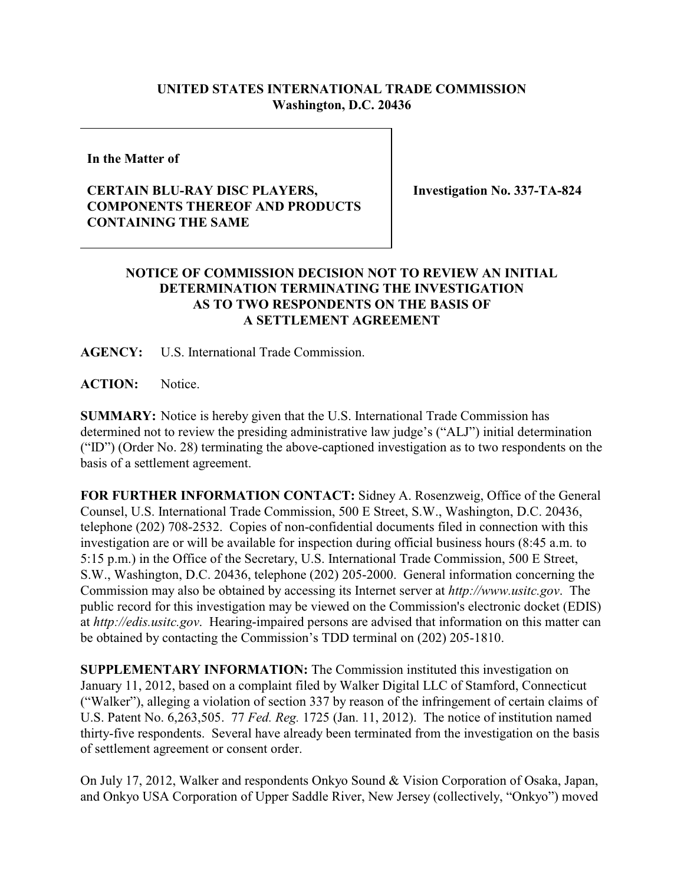**UNITED STATES INTERNATIONAL TRADE COMMISSION**
**Washington, D.C. 20436**

**In the Matter of**

**CERTAIN BLU-RAY DISC PLAYERS, COMPONENTS THEREOF AND PRODUCTS CONTAINING THE SAME**

**Investigation No. 337-TA-824**

## NOTICE OF COMMISSION DECISION NOT TO REVIEW AN INITIAL DETERMINATION TERMINATING THE INVESTIGATION AS TO TWO RESPONDENTS ON THE BASIS OF A SETTLEMENT AGREEMENT

**AGENCY:** U.S. International Trade Commission.

**ACTION:** Notice.

**SUMMARY:** Notice is hereby given that the U.S. International Trade Commission has determined not to review the presiding administrative law judge's ("ALJ") initial determination ("ID") (Order No. 28) terminating the above-captioned investigation as to two respondents on the basis of a settlement agreement.

**FOR FURTHER INFORMATION CONTACT:** Sidney A. Rosenzweig, Office of the General Counsel, U.S. International Trade Commission, 500 E Street, S.W., Washington, D.C. 20436, telephone (202) 708-2532. Copies of non-confidential documents filed in connection with this investigation are or will be available for inspection during official business hours (8:45 a.m. to 5:15 p.m.) in the Office of the Secretary, U.S. International Trade Commission, 500 E Street, S.W., Washington, D.C. 20436, telephone (202) 205-2000. General information concerning the Commission may also be obtained by accessing its Internet server at *http://www.usitc.gov*. The public record for this investigation may be viewed on the Commission's electronic docket (EDIS) at *http://edis.usitc.gov*. Hearing-impaired persons are advised that information on this matter can be obtained by contacting the Commission's TDD terminal on (202) 205-1810.

**SUPPLEMENTARY INFORMATION:** The Commission instituted this investigation on January 11, 2012, based on a complaint filed by Walker Digital LLC of Stamford, Connecticut ("Walker"), alleging a violation of section 337 by reason of the infringement of certain claims of U.S. Patent No. 6,263,505. 77 *Fed. Reg.* 1725 (Jan. 11, 2012). The notice of institution named thirty-five respondents. Several have already been terminated from the investigation on the basis of settlement agreement or consent order.

On July 17, 2012, Walker and respondents Onkyo Sound & Vision Corporation of Osaka, Japan, and Onkyo USA Corporation of Upper Saddle River, New Jersey (collectively, "Onkyo") moved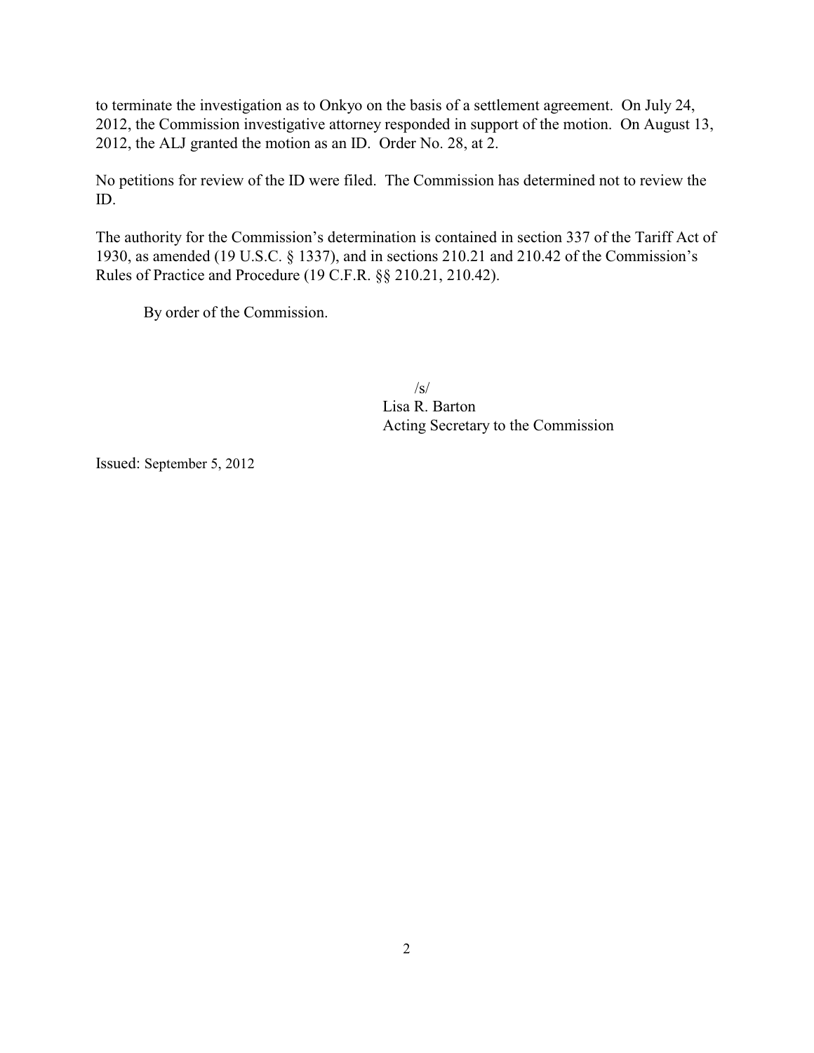to terminate the investigation as to Onkyo on the basis of a settlement agreement. On July 24, 2012, the Commission investigative attorney responded in support of the motion. On August 13, 2012, the ALJ granted the motion as an ID. Order No. 28, at 2.

No petitions for review of the ID were filed. The Commission has determined not to review the ID.

The authority for the Commission's determination is contained in section 337 of the Tariff Act of 1930, as amended (19 U.S.C. § 1337), and in sections 210.21 and 210.42 of the Commission's Rules of Practice and Procedure (19 C.F.R. §§ 210.21, 210.42).

By order of the Commission.

/s/
Lisa R. Barton
Acting Secretary to the Commission

Issued: September 5, 2012